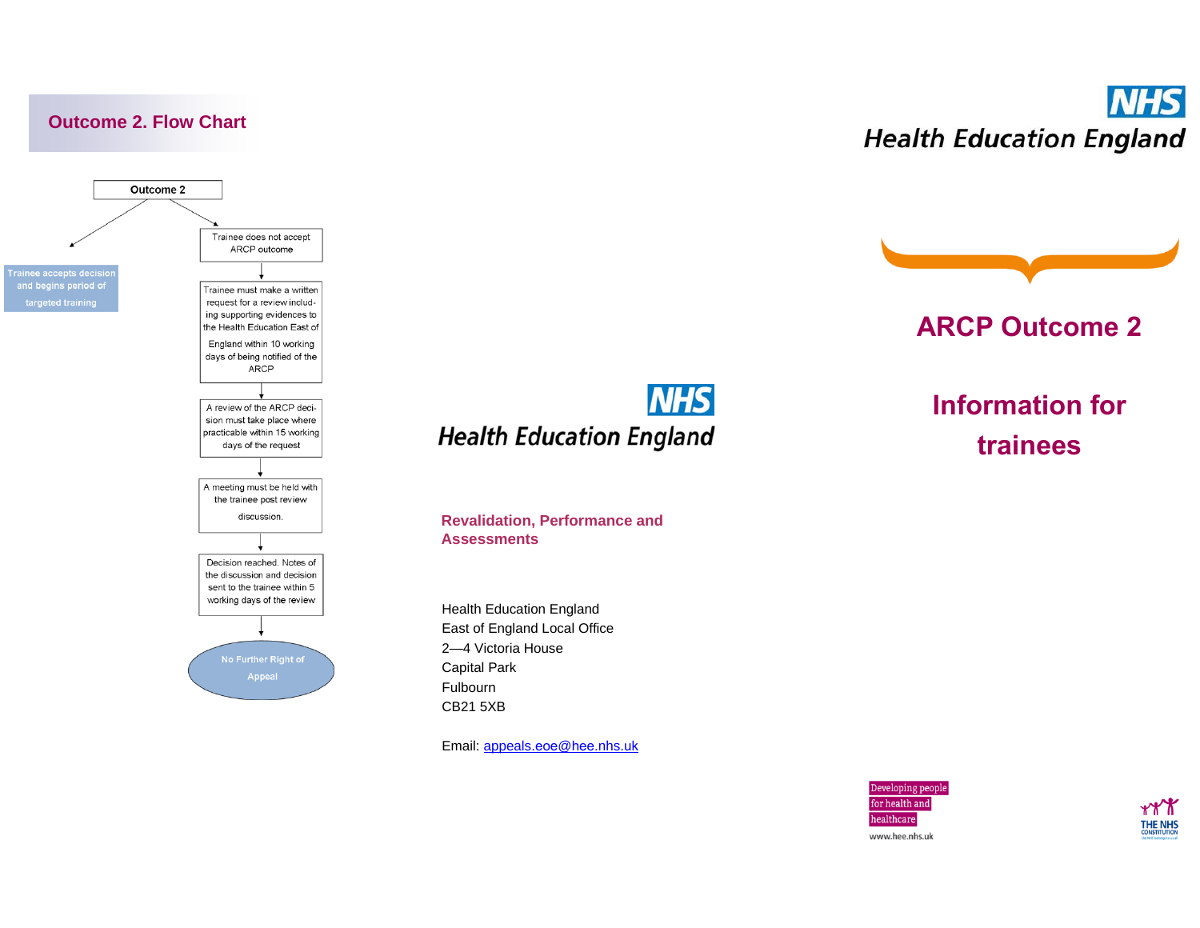## Outcome 2. Flow Chart

**Outcome 2**

- Trainee accepts decision and begins period of targeted training
- Trainee does not accept ARCP outcome
  1. Trainee must make a written request for a review including supporting evidences to the Health Education East of England within 10 working days of being notified of the ARCP
  2. A review of the ARCP decision must take place where practicable within 15 working days of the request
  3. A meeting must be held with the trainee post review discussion.
  4. Decision reached. Notes of the discussion and decision sent to the trainee within 5 working days of the review
  5. No Further Right of Appeal

**NHS Health Education England**

**Revalidation, Performance and Assessments**

Health Education England
East of England Local Office
2—4 Victoria House
Capital Park
Fulbourn
CB21 5XB

Email: appeals.eoe@hee.nhs.uk

**NHS Health Education England**

# ARCP Outcome 2

## Information for trainees

Developing people for health and healthcare

www.hee.nhs.uk

THE NHS CONSTITUTION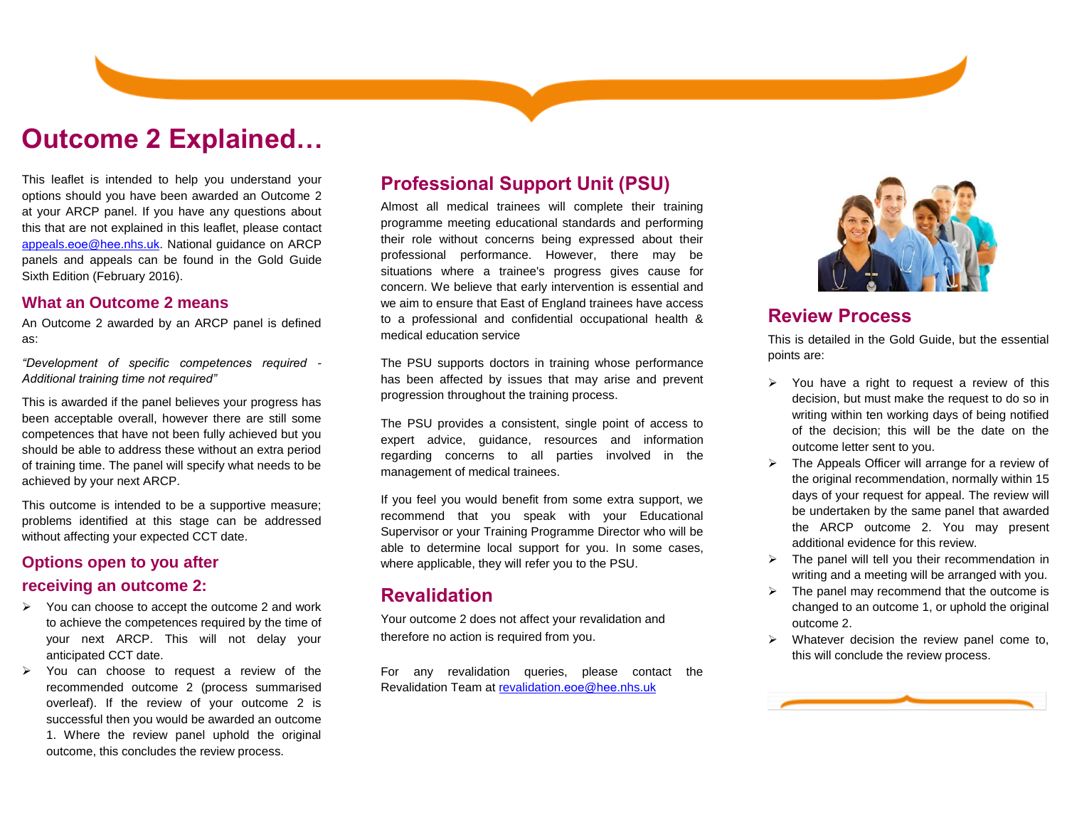# Outcome 2 Explained…

This leaflet is intended to help you understand your options should you have been awarded an Outcome 2 at your ARCP panel. If you have any questions about this that are not explained in this leaflet, please contact appeals.eoe@hee.nhs.uk. National guidance on ARCP panels and appeals can be found in the Gold Guide Sixth Edition (February 2016).

## What an Outcome 2 means

An Outcome 2 awarded by an ARCP panel is defined as:

*"Development of specific competences required - Additional training time not required"*

This is awarded if the panel believes your progress has been acceptable overall, however there are still some competences that have not been fully achieved but you should be able to address these without an extra period of training time. The panel will specify what needs to be achieved by your next ARCP.

This outcome is intended to be a supportive measure; problems identified at this stage can be addressed without affecting your expected CCT date.

## Options open to you after receiving an outcome 2:

- You can choose to accept the outcome 2 and work to achieve the competences required by the time of your next ARCP. This will not delay your anticipated CCT date.
- You can choose to request a review of the recommended outcome 2 (process summarised overleaf). If the review of your outcome 2 is successful then you would be awarded an outcome 1. Where the review panel uphold the original outcome, this concludes the review process.

## Professional Support Unit (PSU)

Almost all medical trainees will complete their training programme meeting educational standards and performing their role without concerns being expressed about their professional performance. However, there may be situations where a trainee's progress gives cause for concern. We believe that early intervention is essential and we aim to ensure that East of England trainees have access to a professional and confidential occupational health & medical education service

The PSU supports doctors in training whose performance has been affected by issues that may arise and prevent progression throughout the training process.

The PSU provides a consistent, single point of access to expert advice, guidance, resources and information regarding concerns to all parties involved in the management of medical trainees.

If you feel you would benefit from some extra support, we recommend that you speak with your Educational Supervisor or your Training Programme Director who will be able to determine local support for you. In some cases, where applicable, they will refer you to the PSU.

## Revalidation

Your outcome 2 does not affect your revalidation and therefore no action is required from you.

For any revalidation queries, please contact the Revalidation Team at revalidation.eoe@hee.nhs.uk

## Review Process

This is detailed in the Gold Guide, but the essential points are:

- You have a right to request a review of this decision, but must make the request to do so in writing within ten working days of being notified of the decision; this will be the date on the outcome letter sent to you.
- The Appeals Officer will arrange for a review of the original recommendation, normally within 15 days of your request for appeal. The review will be undertaken by the same panel that awarded the ARCP outcome 2. You may present additional evidence for this review.
- The panel will tell you their recommendation in writing and a meeting will be arranged with you.
- The panel may recommend that the outcome is changed to an outcome 1, or uphold the original outcome 2.
- Whatever decision the review panel come to, this will conclude the review process.